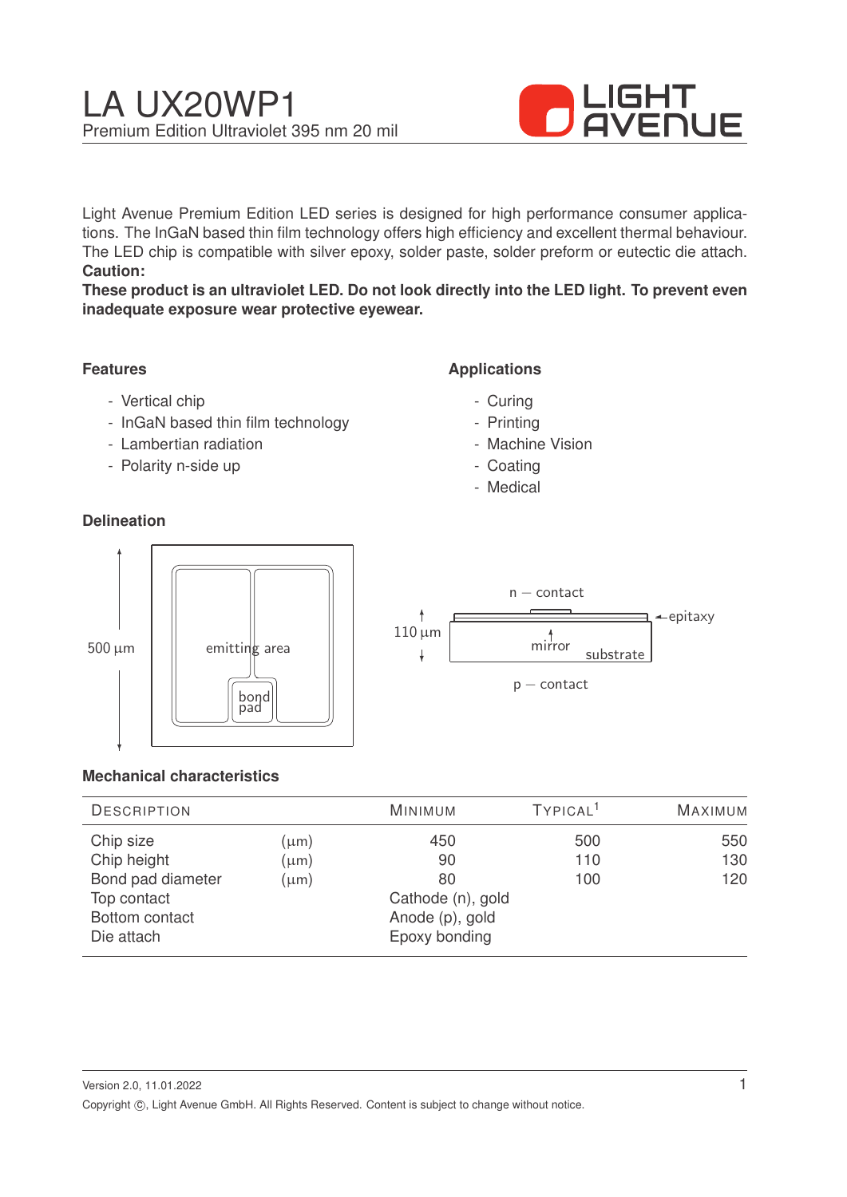# LA UX20WP1

Premium Edition Ultraviolet 395 nm 20 mil

Light Avenue Premium Edition LED series is designed for high performance consumer applications. The InGaN based thin film technology offers high efficiency and excellent thermal behaviour. The LED chip is compatible with silver epoxy, solder paste, solder preform or eutectic die attach.

**Caution:**

**These product is an ultraviolet LED. Do not look directly into the LED light. To prevent even inadequate exposure wear protective eyewear.**

### Features

- Vertical chip
- InGaN based thin film technology
- Lambertian radiation
- Polarity n-side up

### Applications

- Curing
- Printing
- Machine Vision
- Coating
- Medical

### Delineation

500 µm

emitting area

bond pad

n — contact

110 µm

epitaxy

mirror

substrate

p — contact

### Mechanical characteristics

| Description | | Minimum | Typical[1] | Maximum |
|---|---|---|---|---|
| Chip size | (µm) | 450 | 500 | 550 |
| Chip height | (µm) | 90 | 110 | 130 |
| Bond pad diameter | (µm) | 80 | 100 | 120 |
| Top contact | | Cathode (n), gold | | |
| Bottom contact | | Anode (p), gold | | |
| Die attach | | Epoxy bonding | | |

Version 2.0, 11.01.2022

Copyright ©, Light Avenue GmbH. All Rights Reserved. Content is subject to change without notice.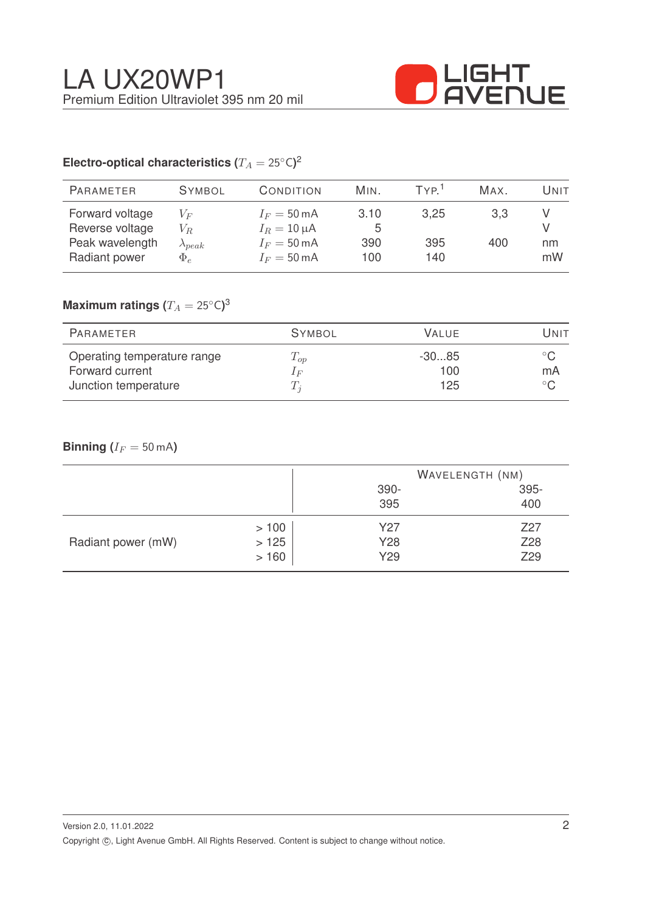## Electro-optical characteristics ($T_A = 25°C$)[2]

| Parameter | Symbol | Condition | Min. | Typ.[1] | Max. | Unit |
|---|---|---|---|---|---|---|
| Forward voltage | $V_F$ | $I_F = 50\,mA$ | 3.10 | 3,25 | 3,3 | V |
| Reverse voltage | $V_R$ | $I_R = 10\,\mu A$ | 5 | | | V |
| Peak wavelength | $\lambda_{peak}$ | $I_F = 50\,mA$ | 390 | 395 | 400 | nm |
| Radiant power | $\Phi_e$ | $I_F = 50\,mA$ | 100 | 140 | | mW |

## Maximum ratings ($T_A = 25°C$)[3]

| Parameter | Symbol | Value | Unit |
|---|---|---|---|
| Operating temperature range | $T_{op}$ | -30...85 | °C |
| Forward current | $I_F$ | 100 | mA |
| Junction temperature | $T_j$ | 125 | °C |

## Binning ($I_F = 50\,mA$)

| | | Wavelength (nm) | |
|---|---|---|---|
| | | 390-395 | 395-400 |
| Radiant power (mW) | > 100 | Y27 | Z27 |
| | > 125 | Y28 | Z28 |
| | > 160 | Y29 | Z29 |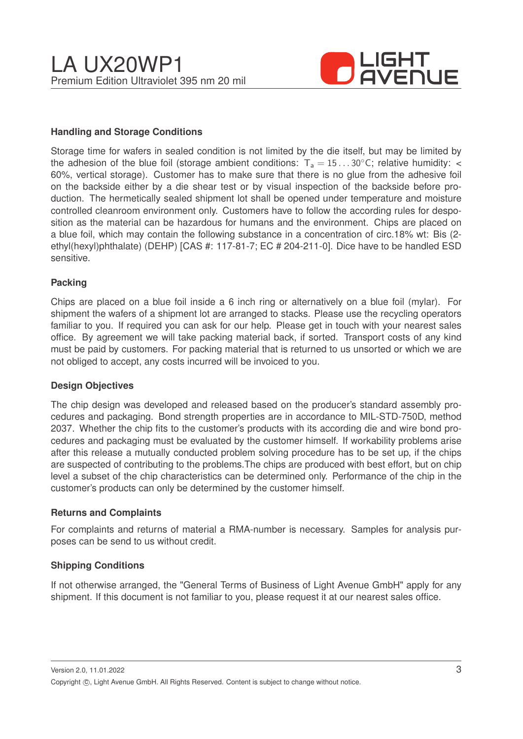### Handling and Storage Conditions

Storage time for wafers in sealed condition is not limited by the die itself, but may be limited by the adhesion of the blue foil (storage ambient conditions: $T_a = 15 \ldots 30°C$; relative humidity: < 60%, vertical storage). Customer has to make sure that there is no glue from the adhesive foil on the backside either by a die shear test or by visual inspection of the backside before production. The hermetically sealed shipment lot shall be opened under temperature and moisture controlled cleanroom environment only. Customers have to follow the according rules for desposition as the material can be hazardous for humans and the environment. Chips are placed on a blue foil, which may contain the following substance in a concentration of circ.18% wt: Bis (2-ethyl(hexyl)phthalate) (DEHP) [CAS #: 117-81-7; EC # 204-211-0]. Dice have to be handled ESD sensitive.

### Packing

Chips are placed on a blue foil inside a 6 inch ring or alternatively on a blue foil (mylar). For shipment the wafers of a shipment lot are arranged to stacks. Please use the recycling operators familiar to you. If required you can ask for our help. Please get in touch with your nearest sales office. By agreement we will take packing material back, if sorted. Transport costs of any kind must be paid by customers. For packing material that is returned to us unsorted or which we are not obliged to accept, any costs incurred will be invoiced to you.

### Design Objectives

The chip design was developed and released based on the producer's standard assembly procedures and packaging. Bond strength properties are in accordance to MIL-STD-750D, method 2037. Whether the chip fits to the customer's products with its according die and wire bond procedures and packaging must be evaluated by the customer himself. If workability problems arise after this release a mutually conducted problem solving procedure has to be set up, if the chips are suspected of contributing to the problems.The chips are produced with best effort, but on chip level a subset of the chip characteristics can be determined only. Performance of the chip in the customer's products can only be determined by the customer himself.

### Returns and Complaints

For complaints and returns of material a RMA-number is necessary. Samples for analysis purposes can be send to us without credit.

### Shipping Conditions

If not otherwise arranged, the "General Terms of Business of Light Avenue GmbH" apply for any shipment. If this document is not familiar to you, please request it at our nearest sales office.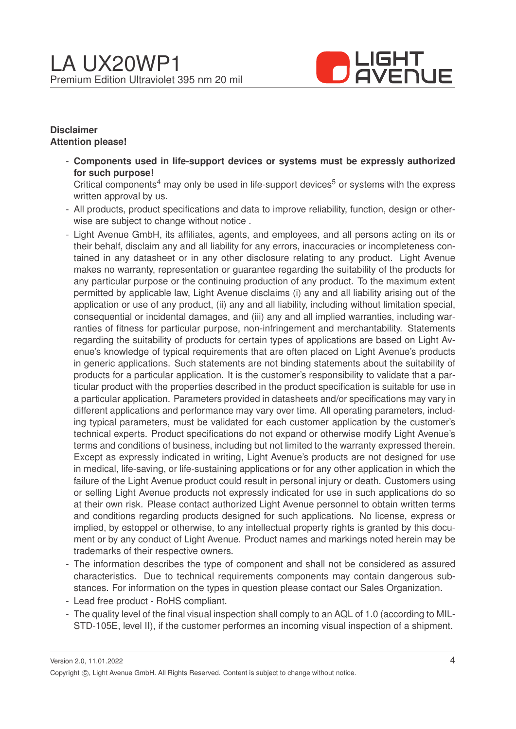**Disclaimer**
**Attention please!**

- **Components used in life-support devices or systems must be expressly authorized for such purpose!**
  Critical components[4] may only be used in life-support devices[5] or systems with the express written approval by us.
- All products, product specifications and data to improve reliability, function, design or otherwise are subject to change without notice .
- Light Avenue GmbH, its affiliates, agents, and employees, and all persons acting on its or their behalf, disclaim any and all liability for any errors, inaccuracies or incompleteness contained in any datasheet or in any other disclosure relating to any product. Light Avenue makes no warranty, representation or guarantee regarding the suitability of the products for any particular purpose or the continuing production of any product. To the maximum extent permitted by applicable law, Light Avenue disclaims (i) any and all liability arising out of the application or use of any product, (ii) any and all liability, including without limitation special, consequential or incidental damages, and (iii) any and all implied warranties, including warranties of fitness for particular purpose, non-infringement and merchantability. Statements regarding the suitability of products for certain types of applications are based on Light Avenue's knowledge of typical requirements that are often placed on Light Avenue's products in generic applications. Such statements are not binding statements about the suitability of products for a particular application. It is the customer's responsibility to validate that a particular product with the properties described in the product specification is suitable for use in a particular application. Parameters provided in datasheets and/or specifications may vary in different applications and performance may vary over time. All operating parameters, including typical parameters, must be validated for each customer application by the customer's technical experts. Product specifications do not expand or otherwise modify Light Avenue's terms and conditions of business, including but not limited to the warranty expressed therein. Except as expressly indicated in writing, Light Avenue's products are not designed for use in medical, life-saving, or life-sustaining applications or for any other application in which the failure of the Light Avenue product could result in personal injury or death. Customers using or selling Light Avenue products not expressly indicated for use in such applications do so at their own risk. Please contact authorized Light Avenue personnel to obtain written terms and conditions regarding products designed for such applications. No license, express or implied, by estoppel or otherwise, to any intellectual property rights is granted by this document or by any conduct of Light Avenue. Product names and markings noted herein may be trademarks of their respective owners.
- The information describes the type of component and shall not be considered as assured characteristics. Due to technical requirements components may contain dangerous substances. For information on the types in question please contact our Sales Organization.
- Lead free product - RoHS compliant.
- The quality level of the final visual inspection shall comply to an AQL of 1.0 (according to MIL-STD-105E, level II), if the customer performes an incoming visual inspection of a shipment.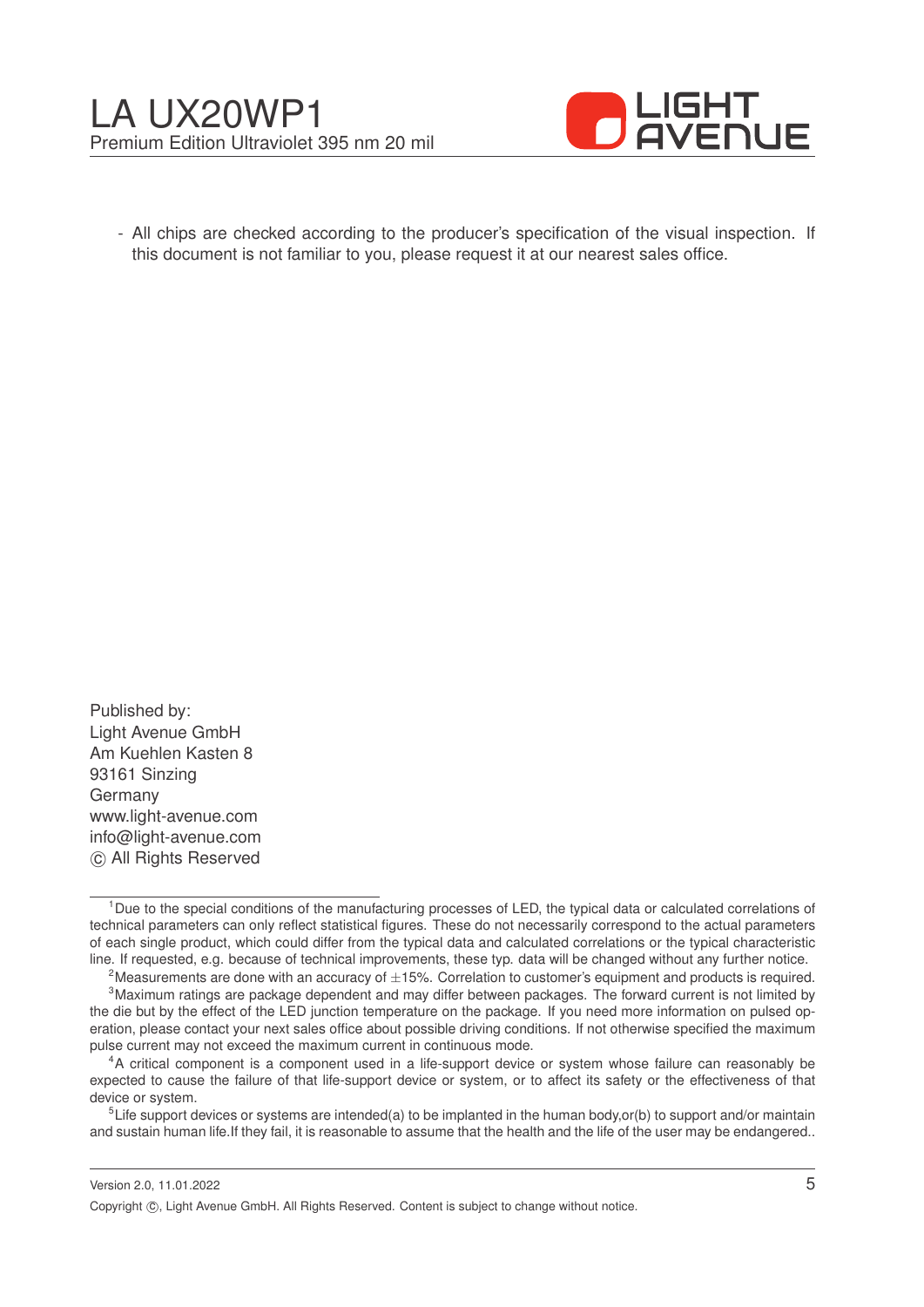- All chips are checked according to the producer's specification of the visual inspection. If this document is not familiar to you, please request it at our nearest sales office.

Published by:
Light Avenue GmbH
Am Kuehlen Kasten 8
93161 Sinzing
Germany
www.light-avenue.com
info@light-avenue.com
© All Rights Reserved

[1] Due to the special conditions of the manufacturing processes of LED, the typical data or calculated correlations of technical parameters can only reflect statistical figures. These do not necessarily correspond to the actual parameters of each single product, which could differ from the typical data and calculated correlations or the typical characteristic line. If requested, e.g. because of technical improvements, these typ. data will be changed without any further notice.

[2] Measurements are done with an accuracy of $\pm 15\%$. Correlation to customer's equipment and products is required.

[3] Maximum ratings are package dependent and may differ between packages. The forward current is not limited by the die but by the effect of the LED junction temperature on the package. If you need more information on pulsed operation, please contact your next sales office about possible driving conditions. If not otherwise specified the maximum pulse current may not exceed the maximum current in continuous mode.

[4] A critical component is a component used in a life-support device or system whose failure can reasonably be expected to cause the failure of that life-support device or system, or to affect its safety or the effectiveness of that device or system.

[5] Life support devices or systems are intended(a) to be implanted in the human body,or(b) to support and/or maintain and sustain human life.If they fail, it is reasonable to assume that the health and the life of the user may be endangered..

Version 2.0, 11.01.2022

Copyright ©, Light Avenue GmbH. All Rights Reserved. Content is subject to change without notice.